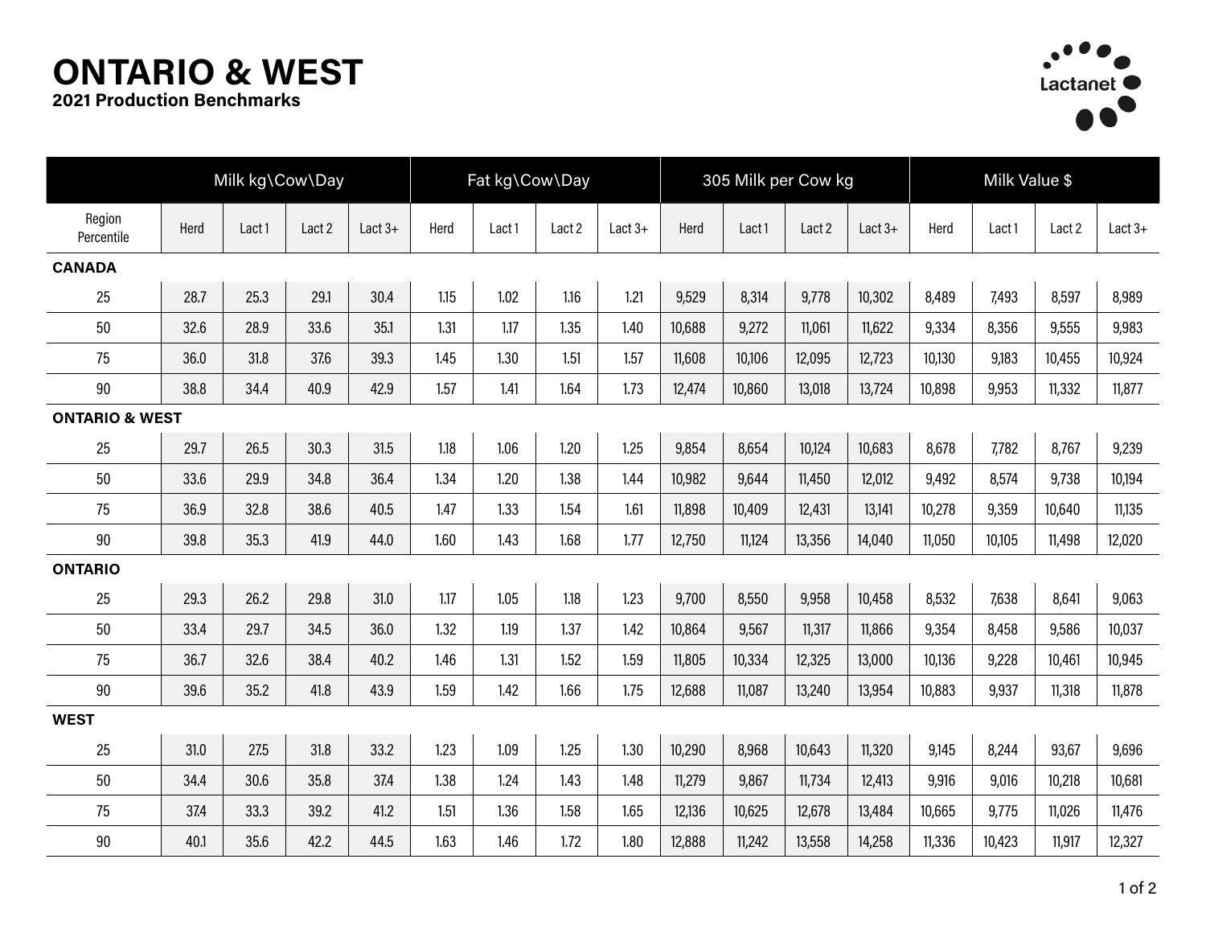# ONTARIO & WEST

**2021 Production Benchmarks**

Lactanet

| Region Percentile | Milk kg\Cow\Day | | | | Fat kg\Cow\Day | | | | 305 Milk per Cow kg | | | | Milk Value $ | | | |
|---|---|---|---|---|---|---|---|---|---|---|---|---|---|---|---|---|
| | Herd | Lact 1 | Lact 2 | Lact 3+ | Herd | Lact 1 | Lact 2 | Lact 3+ | Herd | Lact 1 | Lact 2 | Lact 3+ | Herd | Lact 1 | Lact 2 | Lact 3+ |
| **CANADA** | | | | | | | | | | | | | | | | |
| 25 | 28.7 | 25.3 | 29.1 | 30.4 | 1.15 | 1.02 | 1.16 | 1.21 | 9,529 | 8,314 | 9,778 | 10,302 | 8,489 | 7,493 | 8,597 | 8,989 |
| 50 | 32.6 | 28.9 | 33.6 | 35.1 | 1.31 | 1.17 | 1.35 | 1.40 | 10,688 | 9,272 | 11,061 | 11,622 | 9,334 | 8,356 | 9,555 | 9,983 |
| 75 | 36.0 | 31.8 | 37.6 | 39.3 | 1.45 | 1.30 | 1.51 | 1.57 | 11,608 | 10,106 | 12,095 | 12,723 | 10,130 | 9,183 | 10,455 | 10,924 |
| 90 | 38.8 | 34.4 | 40.9 | 42.9 | 1.57 | 1.41 | 1.64 | 1.73 | 12,474 | 10,860 | 13,018 | 13,724 | 10,898 | 9,953 | 11,332 | 11,877 |
| **ONTARIO & WEST** | | | | | | | | | | | | | | | | |
| 25 | 29.7 | 26.5 | 30.3 | 31.5 | 1.18 | 1.06 | 1.20 | 1.25 | 9,854 | 8,654 | 10,124 | 10,683 | 8,678 | 7,782 | 8,767 | 9,239 |
| 50 | 33.6 | 29.9 | 34.8 | 36.4 | 1.34 | 1.20 | 1.38 | 1.44 | 10,982 | 9,644 | 11,450 | 12,012 | 9,492 | 8,574 | 9,738 | 10,194 |
| 75 | 36.9 | 32.8 | 38.6 | 40.5 | 1.47 | 1.33 | 1.54 | 1.61 | 11,898 | 10,409 | 12,431 | 13,141 | 10,278 | 9,359 | 10,640 | 11,135 |
| 90 | 39.8 | 35.3 | 41.9 | 44.0 | 1.60 | 1.43 | 1.68 | 1.77 | 12,750 | 11,124 | 13,356 | 14,040 | 11,050 | 10,105 | 11,498 | 12,020 |
| **ONTARIO** | | | | | | | | | | | | | | | | |
| 25 | 29.3 | 26.2 | 29.8 | 31.0 | 1.17 | 1.05 | 1.18 | 1.23 | 9,700 | 8,550 | 9,958 | 10,458 | 8,532 | 7,638 | 8,641 | 9,063 |
| 50 | 33.4 | 29.7 | 34.5 | 36.0 | 1.32 | 1.19 | 1.37 | 1.42 | 10,864 | 9,567 | 11,317 | 11,866 | 9,354 | 8,458 | 9,586 | 10,037 |
| 75 | 36.7 | 32.6 | 38.4 | 40.2 | 1.46 | 1.31 | 1.52 | 1.59 | 11,805 | 10,334 | 12,325 | 13,000 | 10,136 | 9,228 | 10,461 | 10,945 |
| 90 | 39.6 | 35.2 | 41.8 | 43.9 | 1.59 | 1.42 | 1.66 | 1.75 | 12,688 | 11,087 | 13,240 | 13,954 | 10,883 | 9,937 | 11,318 | 11,878 |
| **WEST** | | | | | | | | | | | | | | | | |
| 25 | 31.0 | 27.5 | 31.8 | 33.2 | 1.23 | 1.09 | 1.25 | 1.30 | 10,290 | 8,968 | 10,643 | 11,320 | 9,145 | 8,244 | 93,67 | 9,696 |
| 50 | 34.4 | 30.6 | 35.8 | 37.4 | 1.38 | 1.24 | 1.43 | 1.48 | 11,279 | 9,867 | 11,734 | 12,413 | 9,916 | 9,016 | 10,218 | 10,681 |
| 75 | 37.4 | 33.3 | 39.2 | 41.2 | 1.51 | 1.36 | 1.58 | 1.65 | 12,136 | 10,625 | 12,678 | 13,484 | 10,665 | 9,775 | 11,026 | 11,476 |
| 90 | 40.1 | 35.6 | 42.2 | 44.5 | 1.63 | 1.46 | 1.72 | 1.80 | 12,888 | 11,242 | 13,558 | 14,258 | 11,336 | 10,423 | 11,917 | 12,327 |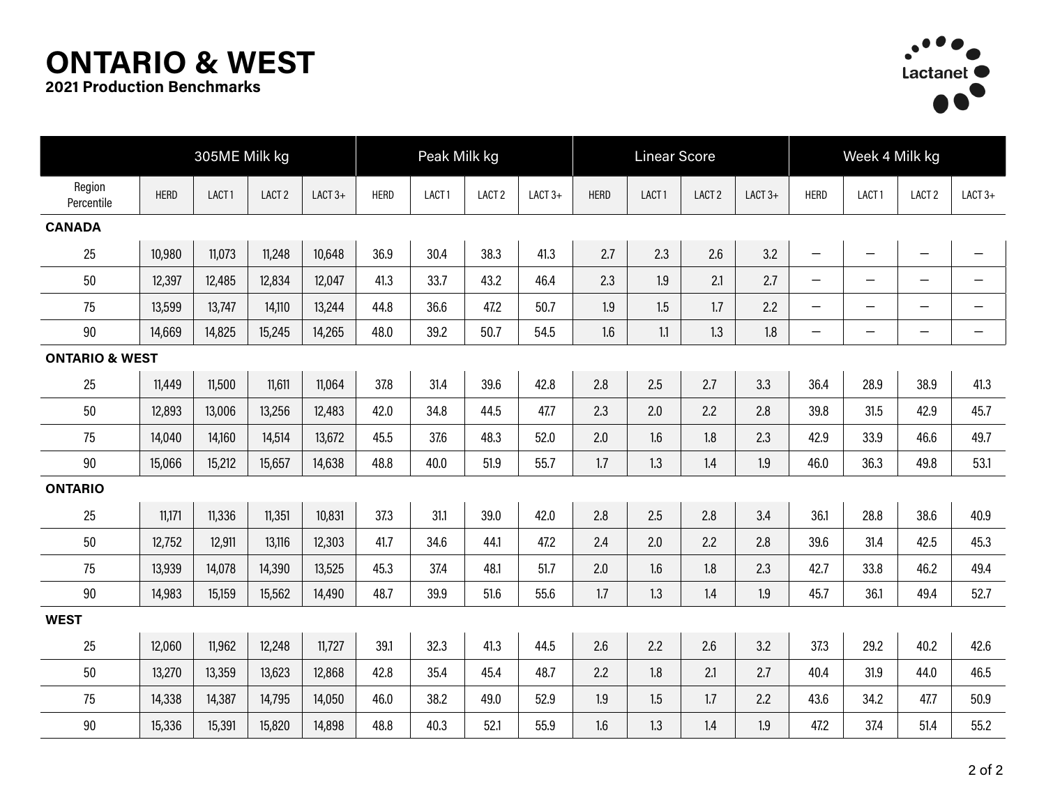# ONTARIO & WEST

**2021 Production Benchmarks**

Lactanet

| Region Percentile | 305ME Milk kg | | | | Peak Milk kg | | | | Linear Score | | | | Week 4 Milk kg | | | |
|---|---|---|---|---|---|---|---|---|---|---|---|---|---|---|---|---|
| | HERD | LACT 1 | LACT 2 | LACT 3+ | HERD | LACT 1 | LACT 2 | LACT 3+ | HERD | LACT 1 | LACT 2 | LACT 3+ | HERD | LACT 1 | LACT 2 | LACT 3+ |
| **CANADA** | | | | | | | | | | | | | | | | |
| 25 | 10,980 | 11,073 | 11,248 | 10,648 | 36.9 | 30.4 | 38.3 | 41.3 | 2.7 | 2.3 | 2.6 | 3.2 | – | – | – | – |
| 50 | 12,397 | 12,485 | 12,834 | 12,047 | 41.3 | 33.7 | 43.2 | 46.4 | 2.3 | 1.9 | 2.1 | 2.7 | – | – | – | – |
| 75 | 13,599 | 13,747 | 14,110 | 13,244 | 44.8 | 36.6 | 47.2 | 50.7 | 1.9 | 1.5 | 1.7 | 2.2 | – | – | – | – |
| 90 | 14,669 | 14,825 | 15,245 | 14,265 | 48.0 | 39.2 | 50.7 | 54.5 | 1.6 | 1.1 | 1.3 | 1.8 | – | – | – | – |
| **ONTARIO & WEST** | | | | | | | | | | | | | | | | |
| 25 | 11,449 | 11,500 | 11,611 | 11,064 | 37.8 | 31.4 | 39.6 | 42.8 | 2.8 | 2.5 | 2.7 | 3.3 | 36.4 | 28.9 | 38.9 | 41.3 |
| 50 | 12,893 | 13,006 | 13,256 | 12,483 | 42.0 | 34.8 | 44.5 | 47.7 | 2.3 | 2.0 | 2.2 | 2.8 | 39.8 | 31.5 | 42.9 | 45.7 |
| 75 | 14,040 | 14,160 | 14,514 | 13,672 | 45.5 | 37.6 | 48.3 | 52.0 | 2.0 | 1.6 | 1.8 | 2.3 | 42.9 | 33.9 | 46.6 | 49.7 |
| 90 | 15,066 | 15,212 | 15,657 | 14,638 | 48.8 | 40.0 | 51.9 | 55.7 | 1.7 | 1.3 | 1.4 | 1.9 | 46.0 | 36.3 | 49.8 | 53.1 |
| **ONTARIO** | | | | | | | | | | | | | | | | |
| 25 | 11,171 | 11,336 | 11,351 | 10,831 | 37.3 | 31.1 | 39.0 | 42.0 | 2.8 | 2.5 | 2.8 | 3.4 | 36.1 | 28.8 | 38.6 | 40.9 |
| 50 | 12,752 | 12,911 | 13,116 | 12,303 | 41.7 | 34.6 | 44.1 | 47.2 | 2.4 | 2.0 | 2.2 | 2.8 | 39.6 | 31.4 | 42.5 | 45.3 |
| 75 | 13,939 | 14,078 | 14,390 | 13,525 | 45.3 | 37.4 | 48.1 | 51.7 | 2.0 | 1.6 | 1.8 | 2.3 | 42.7 | 33.8 | 46.2 | 49.4 |
| 90 | 14,983 | 15,159 | 15,562 | 14,490 | 48.7 | 39.9 | 51.6 | 55.6 | 1.7 | 1.3 | 1.4 | 1.9 | 45.7 | 36.1 | 49.4 | 52.7 |
| **WEST** | | | | | | | | | | | | | | | | |
| 25 | 12,060 | 11,962 | 12,248 | 11,727 | 39.1 | 32.3 | 41.3 | 44.5 | 2.6 | 2.2 | 2.6 | 3.2 | 37.3 | 29.2 | 40.2 | 42.6 |
| 50 | 13,270 | 13,359 | 13,623 | 12,868 | 42.8 | 35.4 | 45.4 | 48.7 | 2.2 | 1.8 | 2.1 | 2.7 | 40.4 | 31.9 | 44.0 | 46.5 |
| 75 | 14,338 | 14,387 | 14,795 | 14,050 | 46.0 | 38.2 | 49.0 | 52.9 | 1.9 | 1.5 | 1.7 | 2.2 | 43.6 | 34.2 | 47.7 | 50.9 |
| 90 | 15,336 | 15,391 | 15,820 | 14,898 | 48.8 | 40.3 | 52.1 | 55.9 | 1.6 | 1.3 | 1.4 | 1.9 | 47.2 | 37.4 | 51.4 | 55.2 |